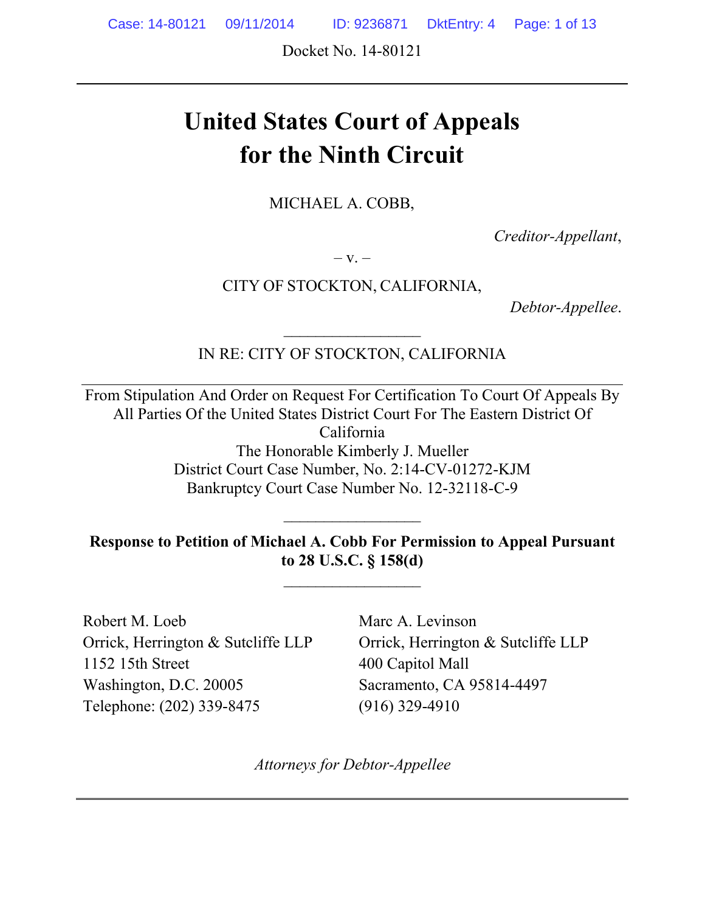Docket No. 14-80121

# United States Court of Appeals for the Ninth Circuit

MICHAEL A. COBB,

*Creditor-Appellant*,

– v. –

CITY OF STOCKTON, CALIFORNIA,

*Debtor-Appellee*.

IN RE: CITY OF STOCKTON, CALIFORNIA

From Stipulation And Order on Request For Certification To Court Of Appeals By All Parties Of the United States District Court For The Eastern District Of California
The Honorable Kimberly J. Mueller
District Court Case Number, No. 2:14-CV-01272-KJM
Bankruptcy Court Case Number No. 12-32118-C-9

**Response to Petition of Michael A. Cobb For Permission to Appeal Pursuant to 28 U.S.C. § 158(d)**

Robert M. Loeb
Orrick, Herrington & Sutcliffe LLP
1152 15th Street
Washington, D.C. 20005
Telephone: (202) 339-8475

Marc A. Levinson
Orrick, Herrington & Sutcliffe LLP
400 Capitol Mall
Sacramento, CA 95814-4497
(916) 329-4910

*Attorneys for Debtor-Appellee*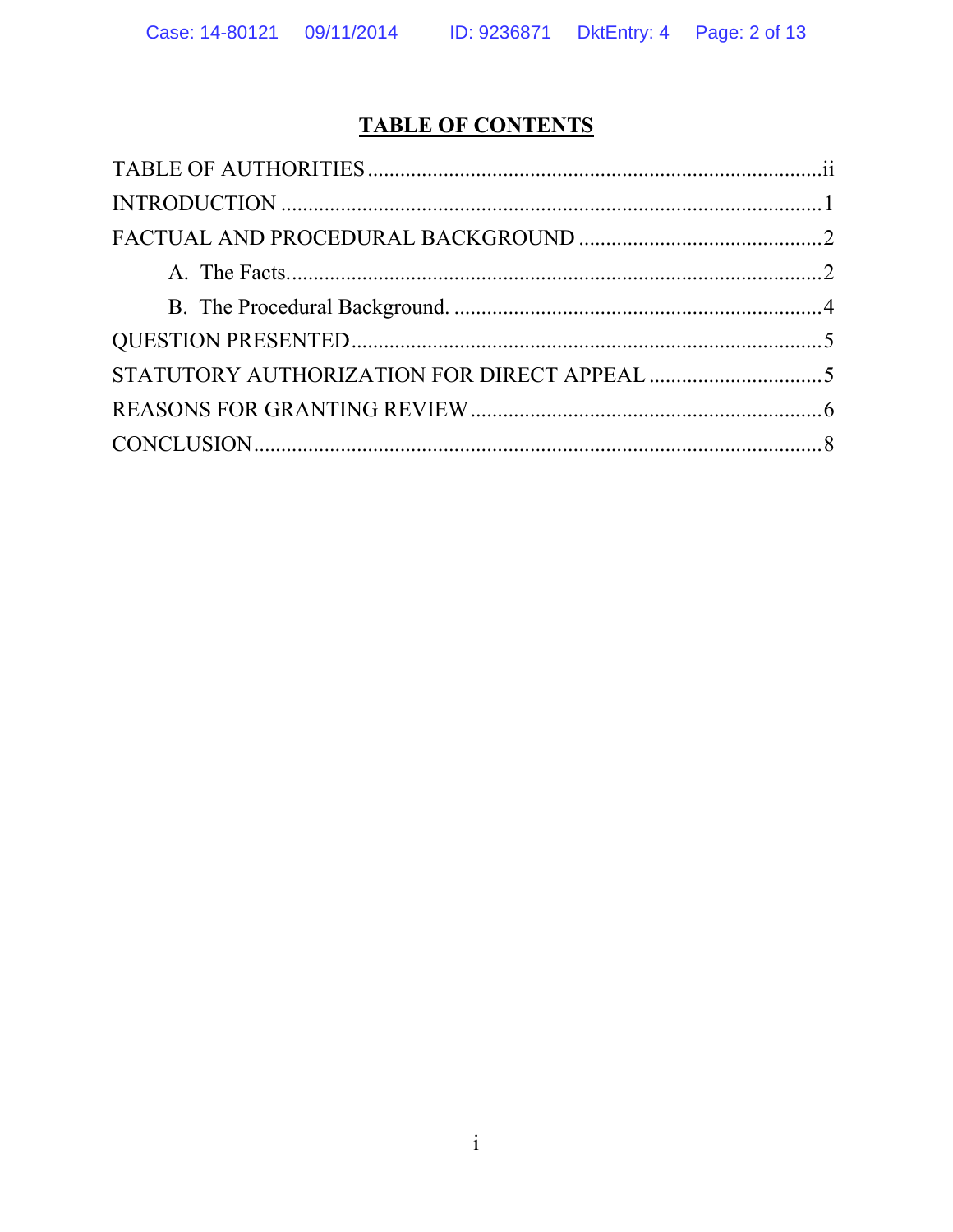# TABLE OF CONTENTS

TABLE OF AUTHORITIES .................................................................................... ii

INTRODUCTION .................................................................................................. 1

FACTUAL AND PROCEDURAL BACKGROUND ............................................ 2

A. The Facts. ................................................................................................ 2

B. The Procedural Background. .................................................................. 4

QUESTION PRESENTED ...................................................................................... 5

STATUTORY AUTHORIZATION FOR DIRECT APPEAL ............................... 5

REASONS FOR GRANTING REVIEW ................................................................ 6

CONCLUSION ........................................................................................................ 8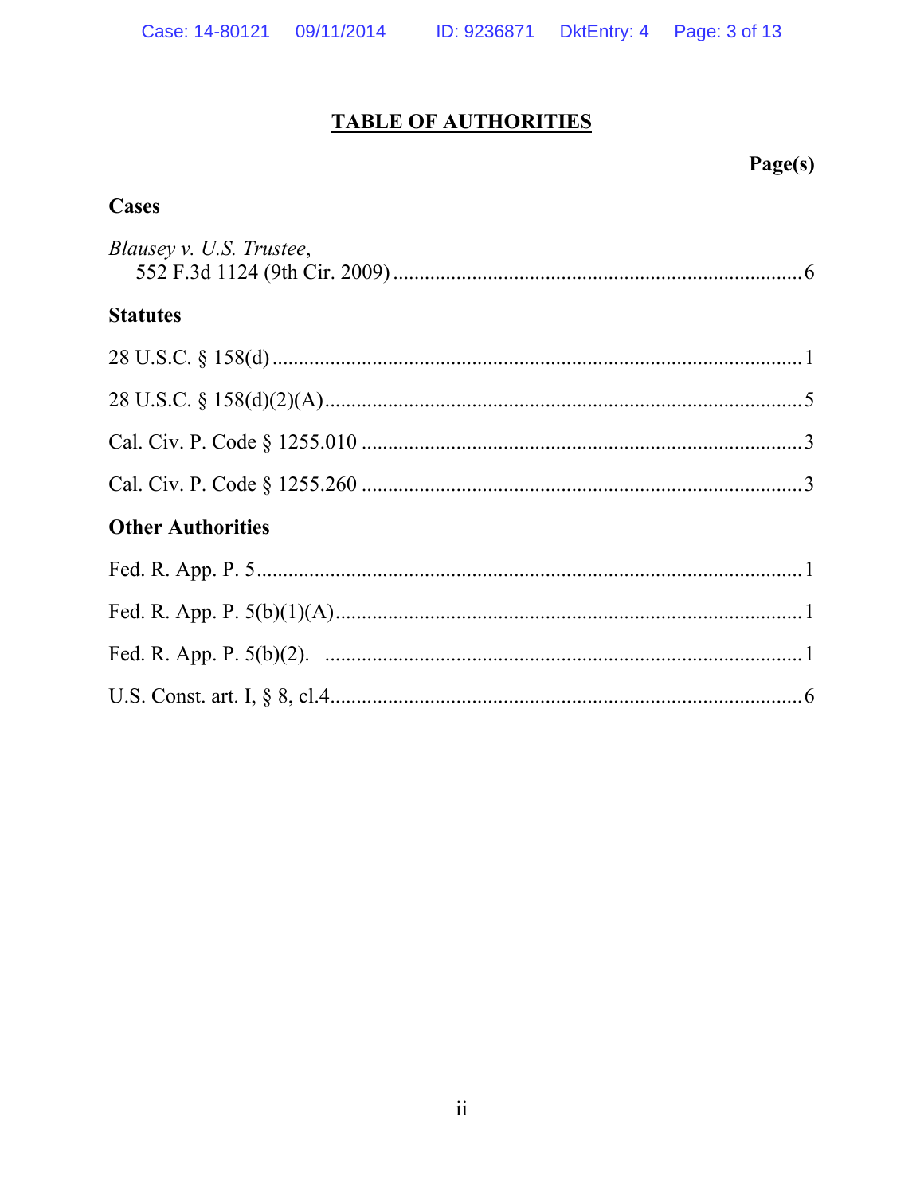# TABLE OF AUTHORITIES

**Page(s)**

## Cases

*Blausey v. U.S. Trustee*,
552 F.3d 1124 (9th Cir. 2009) ..... 6

## Statutes

28 U.S.C. § 158(d) ..... 1

28 U.S.C. § 158(d)(2)(A) ..... 5

Cal. Civ. P. Code § 1255.010 ..... 3

Cal. Civ. P. Code § 1255.260 ..... 3

## Other Authorities

Fed. R. App. P. 5 ..... 1

Fed. R. App. P. 5(b)(1)(A) ..... 1

Fed. R. App. P. 5(b)(2). ..... 1

U.S. Const. art. I, § 8, cl.4 ..... 6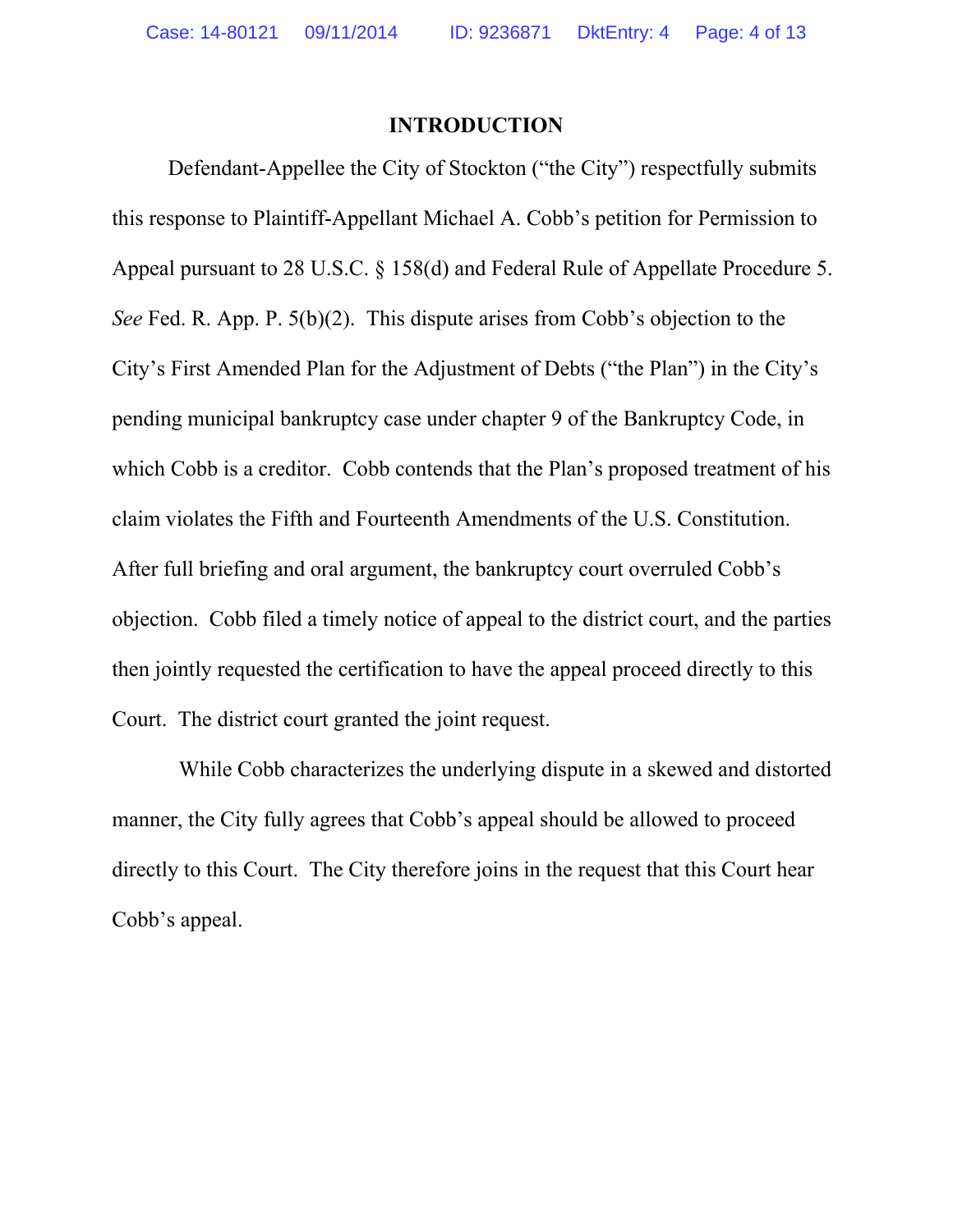## INTRODUCTION

Defendant-Appellee the City of Stockton ("the City") respectfully submits this response to Plaintiff-Appellant Michael A. Cobb's petition for Permission to Appeal pursuant to 28 U.S.C. § 158(d) and Federal Rule of Appellate Procedure 5. *See* Fed. R. App. P. 5(b)(2). This dispute arises from Cobb's objection to the City's First Amended Plan for the Adjustment of Debts ("the Plan") in the City's pending municipal bankruptcy case under chapter 9 of the Bankruptcy Code, in which Cobb is a creditor. Cobb contends that the Plan's proposed treatment of his claim violates the Fifth and Fourteenth Amendments of the U.S. Constitution. After full briefing and oral argument, the bankruptcy court overruled Cobb's objection. Cobb filed a timely notice of appeal to the district court, and the parties then jointly requested the certification to have the appeal proceed directly to this Court. The district court granted the joint request.

While Cobb characterizes the underlying dispute in a skewed and distorted manner, the City fully agrees that Cobb's appeal should be allowed to proceed directly to this Court. The City therefore joins in the request that this Court hear Cobb's appeal.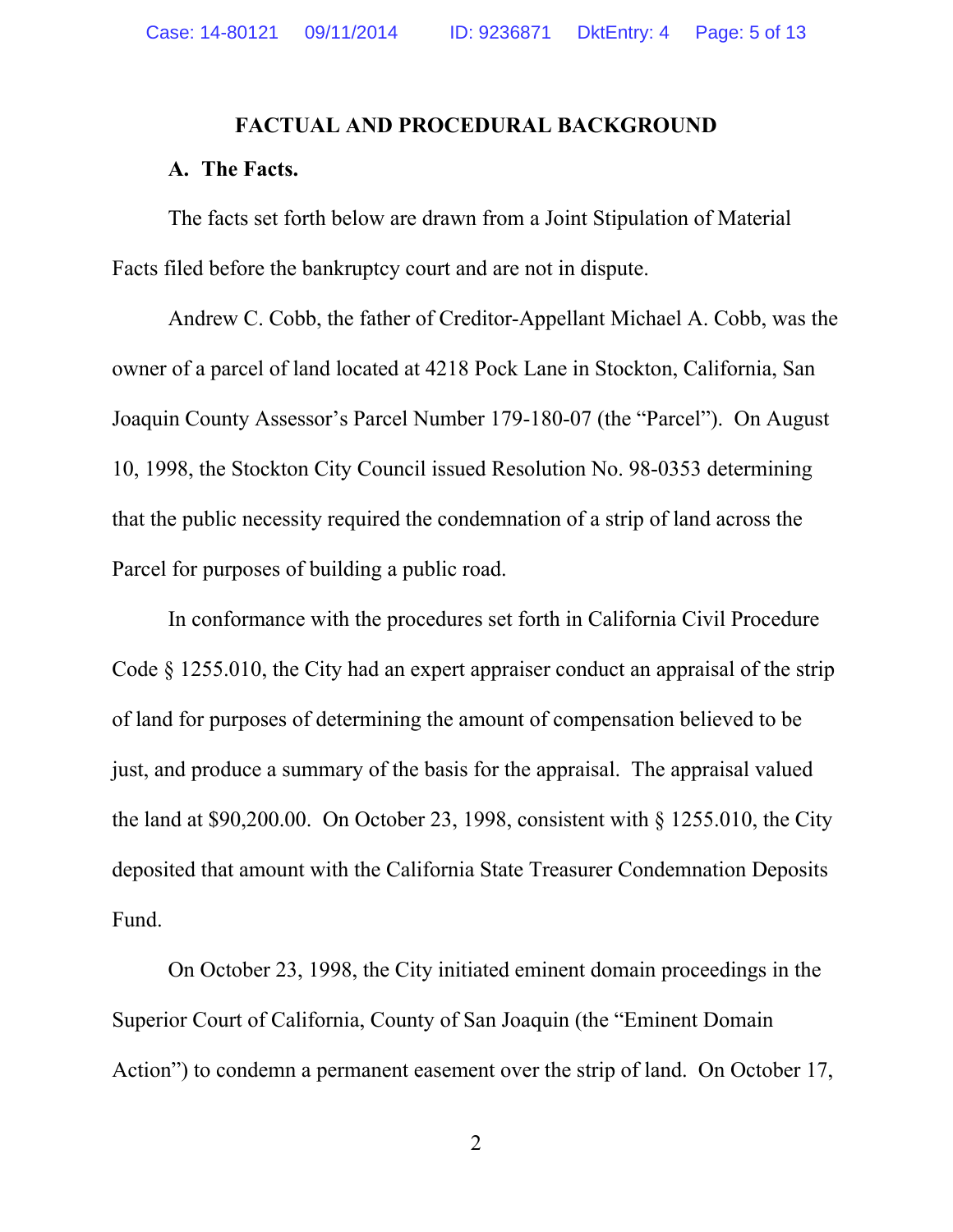## FACTUAL AND PROCEDURAL BACKGROUND

### A. The Facts.

The facts set forth below are drawn from a Joint Stipulation of Material Facts filed before the bankruptcy court and are not in dispute.

Andrew C. Cobb, the father of Creditor-Appellant Michael A. Cobb, was the owner of a parcel of land located at 4218 Pock Lane in Stockton, California, San Joaquin County Assessor's Parcel Number 179-180-07 (the "Parcel"). On August 10, 1998, the Stockton City Council issued Resolution No. 98-0353 determining that the public necessity required the condemnation of a strip of land across the Parcel for purposes of building a public road.

In conformance with the procedures set forth in California Civil Procedure Code § 1255.010, the City had an expert appraiser conduct an appraisal of the strip of land for purposes of determining the amount of compensation believed to be just, and produce a summary of the basis for the appraisal. The appraisal valued the land at $90,200.00. On October 23, 1998, consistent with § 1255.010, the City deposited that amount with the California State Treasurer Condemnation Deposits Fund.

On October 23, 1998, the City initiated eminent domain proceedings in the Superior Court of California, County of San Joaquin (the "Eminent Domain Action") to condemn a permanent easement over the strip of land. On October 17,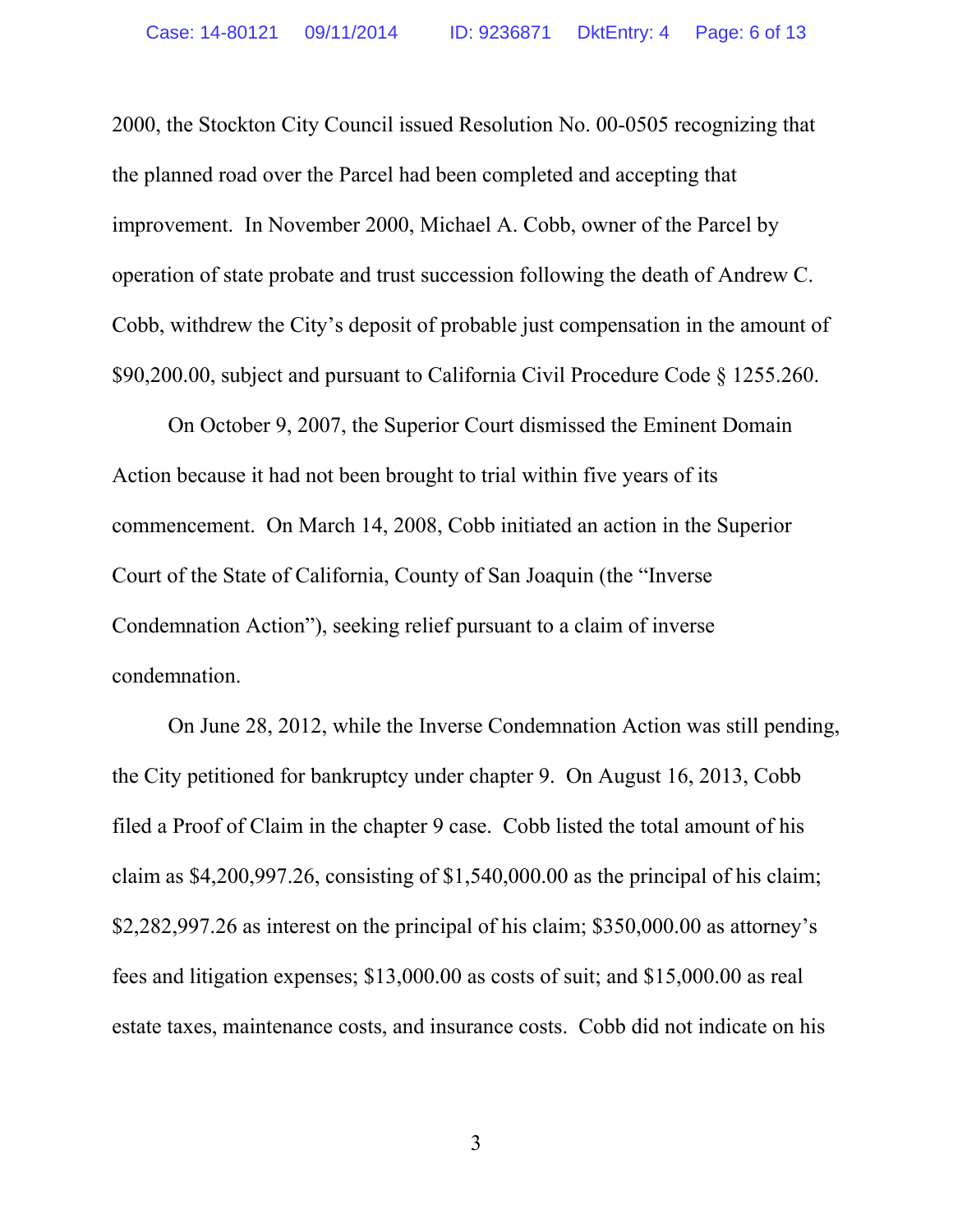2000, the Stockton City Council issued Resolution No. 00-0505 recognizing that the planned road over the Parcel had been completed and accepting that improvement. In November 2000, Michael A. Cobb, owner of the Parcel by operation of state probate and trust succession following the death of Andrew C. Cobb, withdrew the City's deposit of probable just compensation in the amount of $90,200.00, subject and pursuant to California Civil Procedure Code § 1255.260.

On October 9, 2007, the Superior Court dismissed the Eminent Domain Action because it had not been brought to trial within five years of its commencement. On March 14, 2008, Cobb initiated an action in the Superior Court of the State of California, County of San Joaquin (the "Inverse Condemnation Action"), seeking relief pursuant to a claim of inverse condemnation.

On June 28, 2012, while the Inverse Condemnation Action was still pending, the City petitioned for bankruptcy under chapter 9. On August 16, 2013, Cobb filed a Proof of Claim in the chapter 9 case. Cobb listed the total amount of his claim as $4,200,997.26, consisting of $1,540,000.00 as the principal of his claim; $2,282,997.26 as interest on the principal of his claim; $350,000.00 as attorney's fees and litigation expenses; $13,000.00 as costs of suit; and $15,000.00 as real estate taxes, maintenance costs, and insurance costs. Cobb did not indicate on his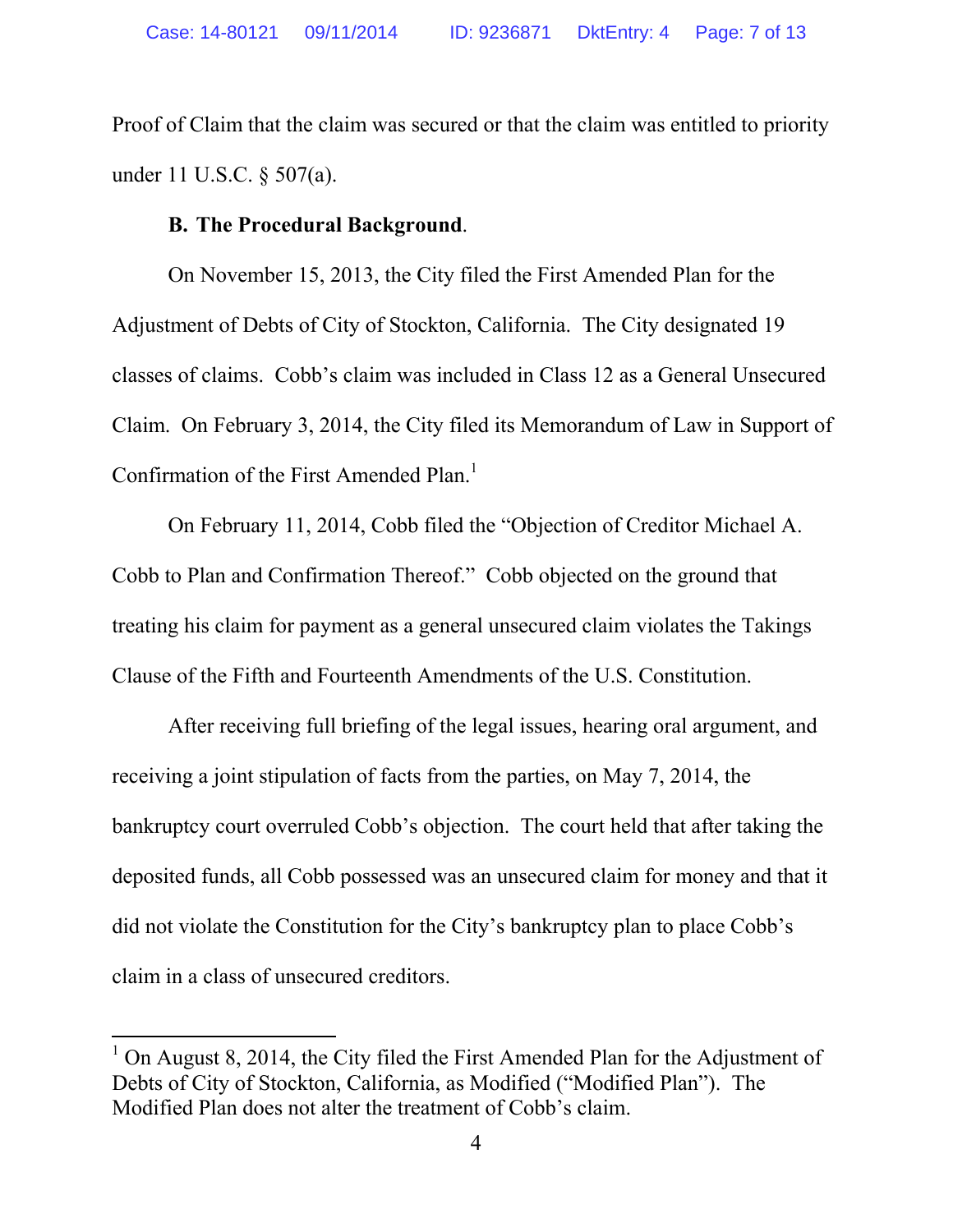Proof of Claim that the claim was secured or that the claim was entitled to priority under 11 U.S.C. § 507(a).

**B. The Procedural Background**.

On November 15, 2013, the City filed the First Amended Plan for the Adjustment of Debts of City of Stockton, California. The City designated 19 classes of claims. Cobb's claim was included in Class 12 as a General Unsecured Claim. On February 3, 2014, the City filed its Memorandum of Law in Support of Confirmation of the First Amended Plan.[1]

On February 11, 2014, Cobb filed the "Objection of Creditor Michael A. Cobb to Plan and Confirmation Thereof." Cobb objected on the ground that treating his claim for payment as a general unsecured claim violates the Takings Clause of the Fifth and Fourteenth Amendments of the U.S. Constitution.

After receiving full briefing of the legal issues, hearing oral argument, and receiving a joint stipulation of facts from the parties, on May 7, 2014, the bankruptcy court overruled Cobb's objection. The court held that after taking the deposited funds, all Cobb possessed was an unsecured claim for money and that it did not violate the Constitution for the City's bankruptcy plan to place Cobb's claim in a class of unsecured creditors.

---

[1] On August 8, 2014, the City filed the First Amended Plan for the Adjustment of Debts of City of Stockton, California, as Modified ("Modified Plan"). The Modified Plan does not alter the treatment of Cobb's claim.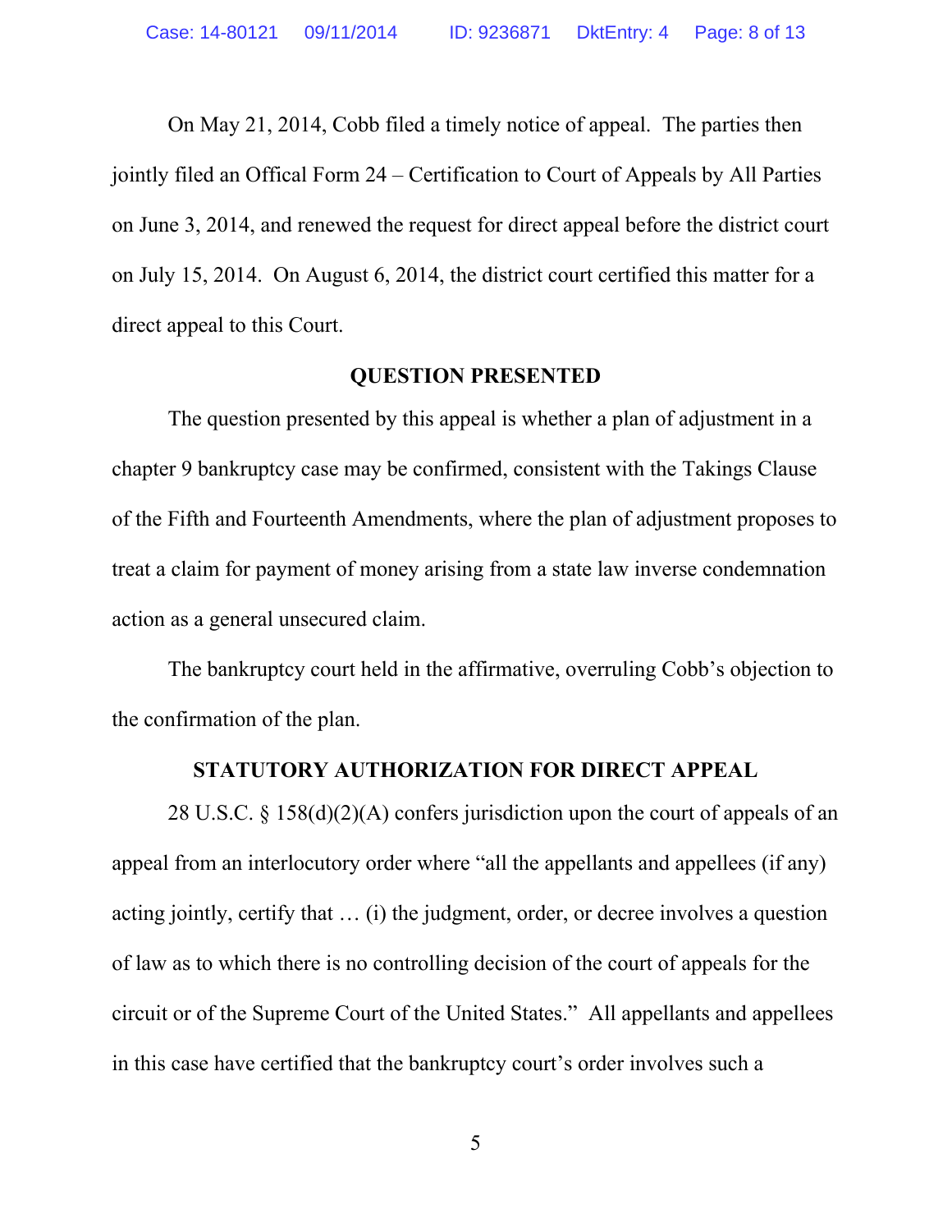On May 21, 2014, Cobb filed a timely notice of appeal. The parties then jointly filed an Offical Form 24 – Certification to Court of Appeals by All Parties on June 3, 2014, and renewed the request for direct appeal before the district court on July 15, 2014. On August 6, 2014, the district court certified this matter for a direct appeal to this Court.

## QUESTION PRESENTED

The question presented by this appeal is whether a plan of adjustment in a chapter 9 bankruptcy case may be confirmed, consistent with the Takings Clause of the Fifth and Fourteenth Amendments, where the plan of adjustment proposes to treat a claim for payment of money arising from a state law inverse condemnation action as a general unsecured claim.

The bankruptcy court held in the affirmative, overruling Cobb's objection to the confirmation of the plan.

## STATUTORY AUTHORIZATION FOR DIRECT APPEAL

28 U.S.C. § 158(d)(2)(A) confers jurisdiction upon the court of appeals of an appeal from an interlocutory order where "all the appellants and appellees (if any) acting jointly, certify that … (i) the judgment, order, or decree involves a question of law as to which there is no controlling decision of the court of appeals for the circuit or of the Supreme Court of the United States." All appellants and appellees in this case have certified that the bankruptcy court's order involves such a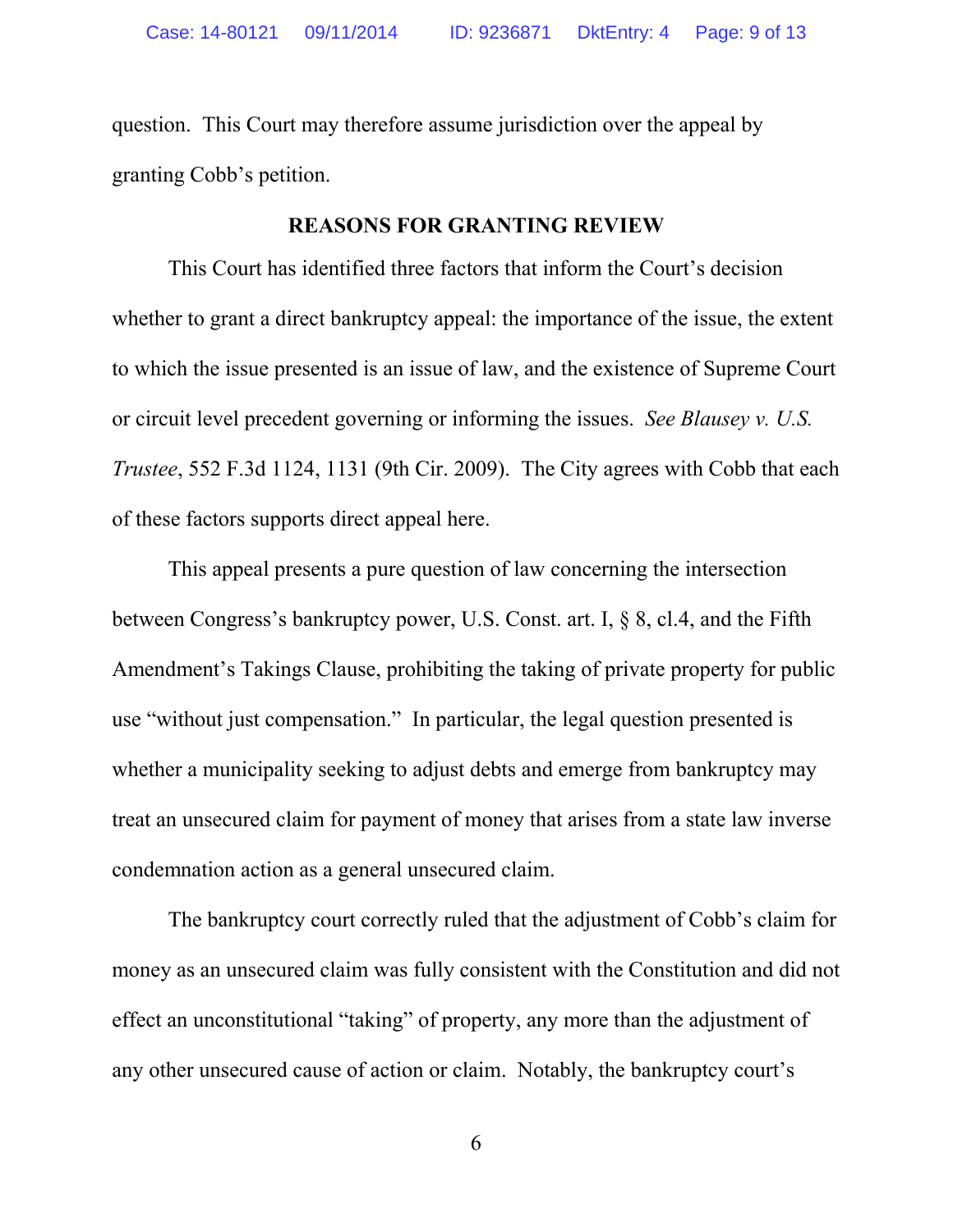question. This Court may therefore assume jurisdiction over the appeal by granting Cobb's petition.

## REASONS FOR GRANTING REVIEW

This Court has identified three factors that inform the Court's decision whether to grant a direct bankruptcy appeal: the importance of the issue, the extent to which the issue presented is an issue of law, and the existence of Supreme Court or circuit level precedent governing or informing the issues. *See Blausey v. U.S. Trustee*, 552 F.3d 1124, 1131 (9th Cir. 2009). The City agrees with Cobb that each of these factors supports direct appeal here.

This appeal presents a pure question of law concerning the intersection between Congress's bankruptcy power, U.S. Const. art. I, § 8, cl.4, and the Fifth Amendment's Takings Clause, prohibiting the taking of private property for public use "without just compensation." In particular, the legal question presented is whether a municipality seeking to adjust debts and emerge from bankruptcy may treat an unsecured claim for payment of money that arises from a state law inverse condemnation action as a general unsecured claim.

The bankruptcy court correctly ruled that the adjustment of Cobb's claim for money as an unsecured claim was fully consistent with the Constitution and did not effect an unconstitutional "taking" of property, any more than the adjustment of any other unsecured cause of action or claim. Notably, the bankruptcy court's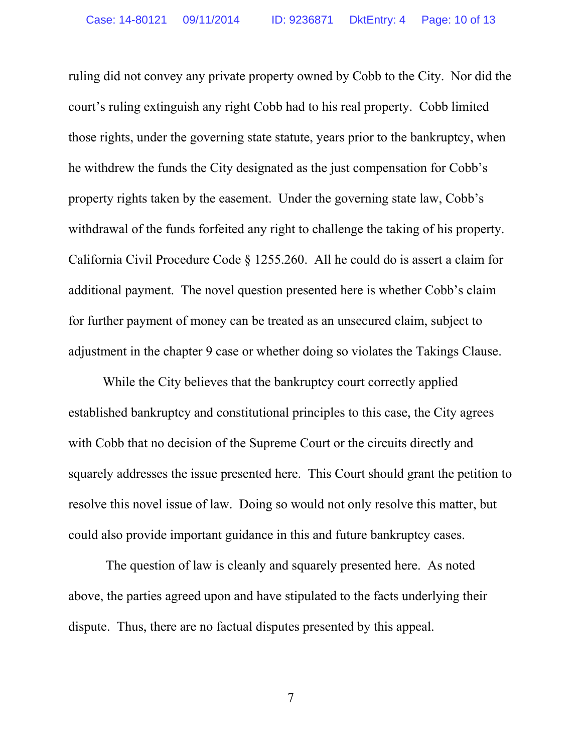ruling did not convey any private property owned by Cobb to the City. Nor did the court's ruling extinguish any right Cobb had to his real property. Cobb limited those rights, under the governing state statute, years prior to the bankruptcy, when he withdrew the funds the City designated as the just compensation for Cobb's property rights taken by the easement. Under the governing state law, Cobb's withdrawal of the funds forfeited any right to challenge the taking of his property. California Civil Procedure Code § 1255.260. All he could do is assert a claim for additional payment. The novel question presented here is whether Cobb's claim for further payment of money can be treated as an unsecured claim, subject to adjustment in the chapter 9 case or whether doing so violates the Takings Clause.

While the City believes that the bankruptcy court correctly applied established bankruptcy and constitutional principles to this case, the City agrees with Cobb that no decision of the Supreme Court or the circuits directly and squarely addresses the issue presented here. This Court should grant the petition to resolve this novel issue of law. Doing so would not only resolve this matter, but could also provide important guidance in this and future bankruptcy cases.

The question of law is cleanly and squarely presented here. As noted above, the parties agreed upon and have stipulated to the facts underlying their dispute. Thus, there are no factual disputes presented by this appeal.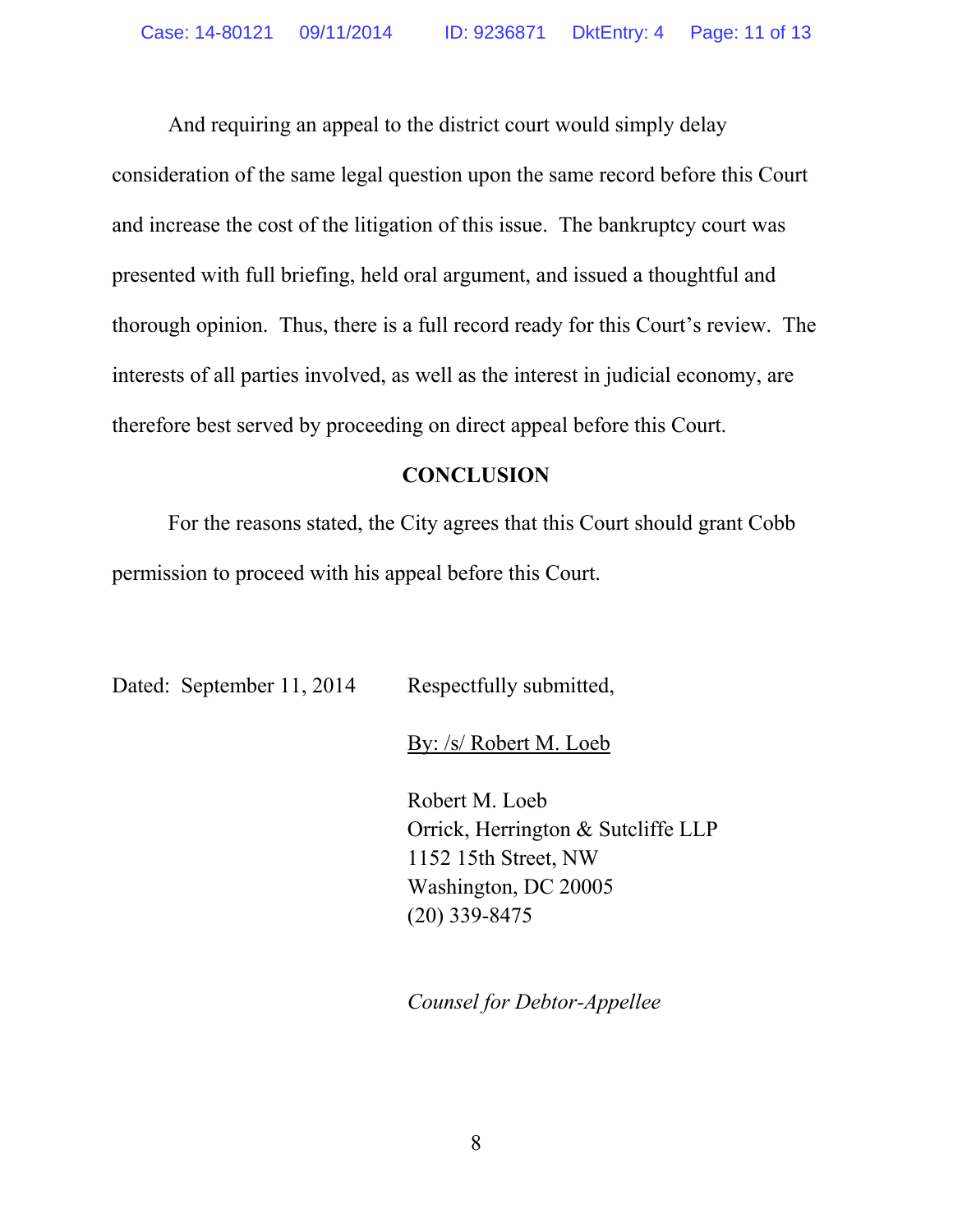And requiring an appeal to the district court would simply delay consideration of the same legal question upon the same record before this Court and increase the cost of the litigation of this issue. The bankruptcy court was presented with full briefing, held oral argument, and issued a thoughtful and thorough opinion. Thus, there is a full record ready for this Court's review. The interests of all parties involved, as well as the interest in judicial economy, are therefore best served by proceeding on direct appeal before this Court.

## CONCLUSION

For the reasons stated, the City agrees that this Court should grant Cobb permission to proceed with his appeal before this Court.

Dated: September 11, 2014

Respectfully submitted,

By: /s/ Robert M. Loeb

Robert M. Loeb
Orrick, Herrington & Sutcliffe LLP
1152 15th Street, NW
Washington, DC 20005
(20) 339-8475

*Counsel for Debtor-Appellee*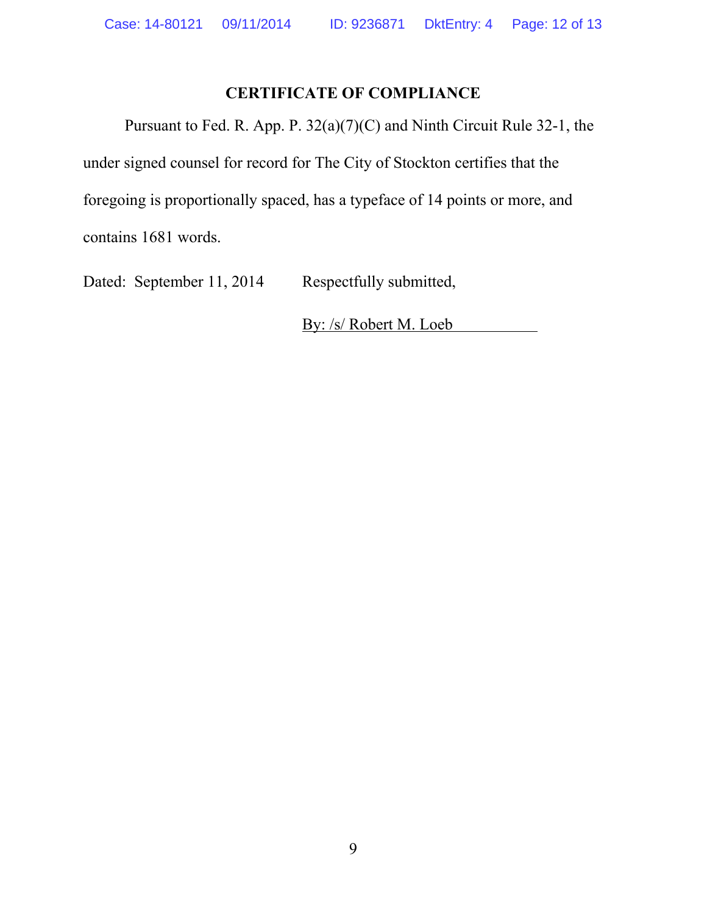# CERTIFICATE OF COMPLIANCE

Pursuant to Fed. R. App. P. 32(a)(7)(C) and Ninth Circuit Rule 32-1, the under signed counsel for record for The City of Stockton certifies that the foregoing is proportionally spaced, has a typeface of 14 points or more, and contains 1681 words.

Dated: September 11, 2014 Respectfully submitted,

By: /s/ Robert M. Loeb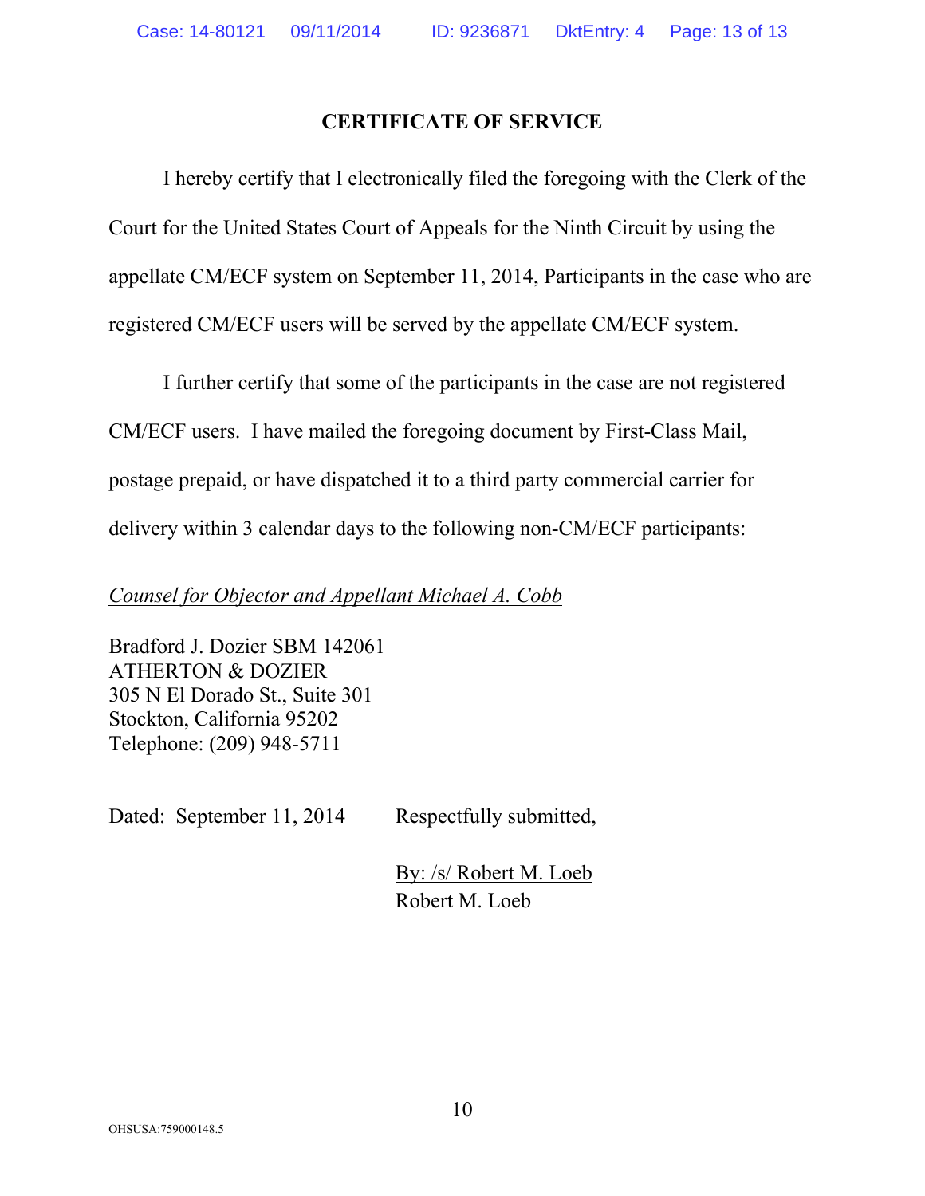## CERTIFICATE OF SERVICE

I hereby certify that I electronically filed the foregoing with the Clerk of the Court for the United States Court of Appeals for the Ninth Circuit by using the appellate CM/ECF system on September 11, 2014, Participants in the case who are registered CM/ECF users will be served by the appellate CM/ECF system.

I further certify that some of the participants in the case are not registered CM/ECF users. I have mailed the foregoing document by First-Class Mail, postage prepaid, or have dispatched it to a third party commercial carrier for delivery within 3 calendar days to the following non-CM/ECF participants:

*Counsel for Objector and Appellant Michael A. Cobb*

Bradford J. Dozier SBM 142061
ATHERTON & DOZIER
305 N El Dorado St., Suite 301
Stockton, California 95202
Telephone: (209) 948-5711

Dated: September 11, 2014

Respectfully submitted,

By: /s/ Robert M. Loeb
Robert M. Loeb

OHSUSA:759000148.5